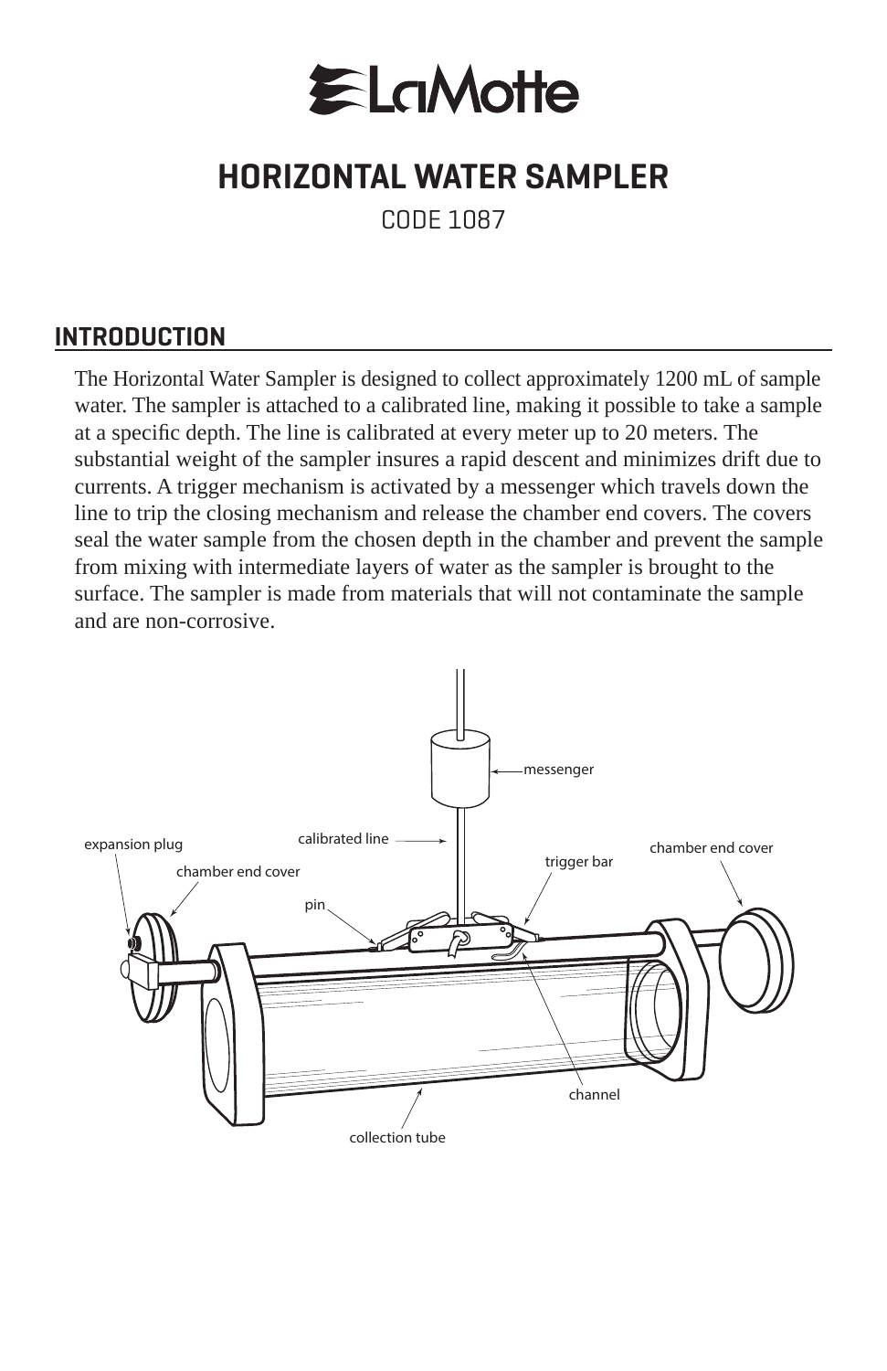# HORIZONTAL WATER SAMPLER

CODE 1087

## INTRODUCTION

The Horizontal Water Sampler is designed to collect approximately 1200 mL of sample water. The sampler is attached to a calibrated line, making it possible to take a sample at a specific depth. The line is calibrated at every meter up to 20 meters. The substantial weight of the sampler insures a rapid descent and minimizes drift due to currents. A trigger mechanism is activated by a messenger which travels down the line to trip the closing mechanism and release the chamber end covers. The covers seal the water sample from the chosen depth in the chamber and prevent the sample from mixing with intermediate layers of water as the sampler is brought to the surface. The sampler is made from materials that will not contaminate the sample and are non-corrosive.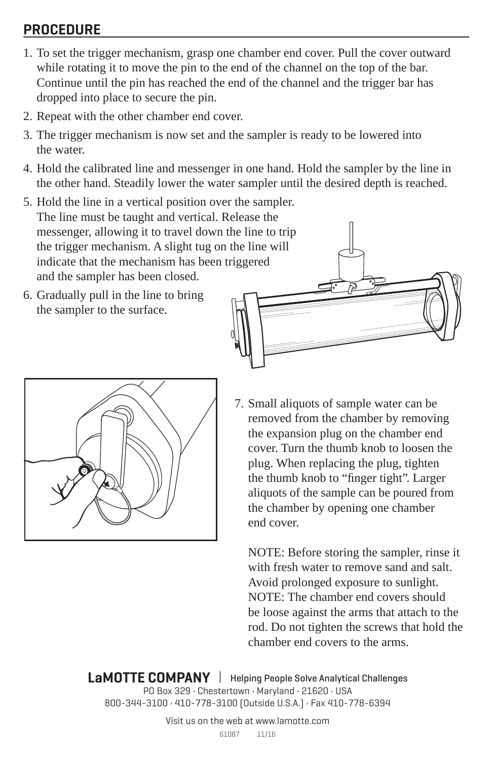## PROCEDURE

1. To set the trigger mechanism, grasp one chamber end cover. Pull the cover outward while rotating it to move the pin to the end of the channel on the top of the bar. Continue until the pin has reached the end of the channel and the trigger bar has dropped into place to secure the pin.
2. Repeat with the other chamber end cover.
3. The trigger mechanism is now set and the sampler is ready to be lowered into the water.
4. Hold the calibrated line and messenger in one hand. Hold the sampler by the line in the other hand. Steadily lower the water sampler until the desired depth is reached.
5. Hold the line in a vertical position over the sampler. The line must be taught and vertical. Release the messenger, allowing it to travel down the line to trip the trigger mechanism. A slight tug on the line will indicate that the mechanism has been triggered and the sampler has been closed.
6. Gradually pull in the line to bring the sampler to the surface.
7. Small aliquots of sample water can be removed from the chamber by removing the expansion plug on the chamber end cover. Turn the thumb knob to loosen the plug. When replacing the plug, tighten the thumb knob to “finger tight”. Larger aliquots of the sample can be poured from the chamber by opening one chamber end cover.

   NOTE: Before storing the sampler, rinse it with fresh water to remove sand and salt. Avoid prolonged exposure to sunlight.
   NOTE: The chamber end covers should be loose against the arms that attach to the rod. Do not tighten the screws that hold the chamber end covers to the arms.

**LaMOTTE COMPANY** | Helping People Solve Analytical Challenges
PO Box 329 · Chestertown · Maryland · 21620 · USA
800-344-3100 · 410-778-3100 (Outside U.S.A.) · Fax 410-778-6394

Visit us on the web at www.lamotte.com

61087 11/16